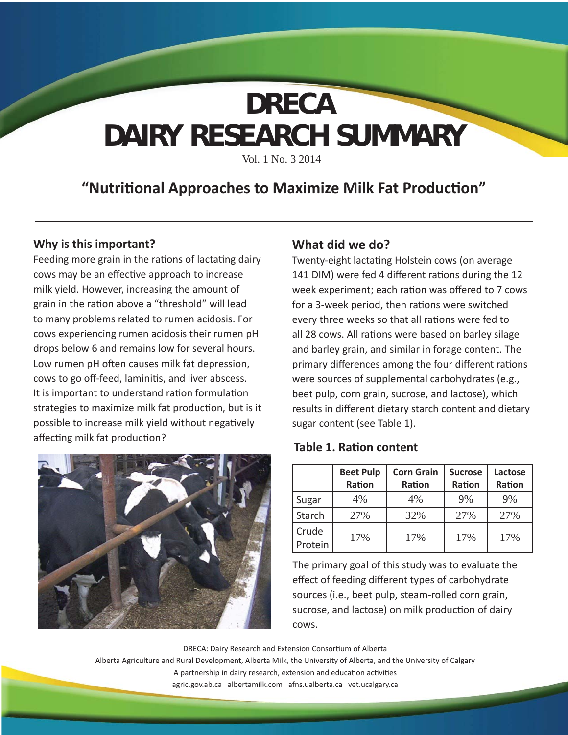# DRECA
# DAIRY RESEARCH SUMMARY

Vol. 1 No. 3 2014

## "Nutritional Approaches to Maximize Milk Fat Production"

### Why is this important?

Feeding more grain in the rations of lactating dairy cows may be an effective approach to increase milk yield. However, increasing the amount of grain in the ration above a "threshold" will lead to many problems related to rumen acidosis. For cows experiencing rumen acidosis their rumen pH drops below 6 and remains low for several hours. Low rumen pH often causes milk fat depression, cows to go off-feed, laminitis, and liver abscess. It is important to understand ration formulation strategies to maximize milk fat production, but is it possible to increase milk yield without negatively affecting milk fat production?

### What did we do?

Twenty-eight lactating Holstein cows (on average 141 DIM) were fed 4 different rations during the 12 week experiment; each ration was offered to 7 cows for a 3-week period, then rations were switched every three weeks so that all rations were fed to all 28 cows. All rations were based on barley silage and barley grain, and similar in forage content. The primary differences among the four different rations were sources of supplemental carbohydrates (e.g., beet pulp, corn grain, sucrose, and lactose), which results in different dietary starch content and dietary sugar content (see Table 1).

**Table 1. Ration content**

| | Beet Pulp Ration | Corn Grain Ration | Sucrose Ration | Lactose Ration |
|---|---|---|---|---|
| Sugar | 4% | 4% | 9% | 9% |
| Starch | 27% | 32% | 27% | 27% |
| Crude Protein | 17% | 17% | 17% | 17% |

The primary goal of this study was to evaluate the effect of feeding different types of carbohydrate sources (i.e., beet pulp, steam-rolled corn grain, sucrose, and lactose) on milk production of dairy cows.

DRECA: Dairy Research and Extension Consortium of Alberta
Alberta Agriculture and Rural Development, Alberta Milk, the University of Alberta, and the University of Calgary
A partnership in dairy research, extension and education activities
agric.gov.ab.ca albertamilk.com afns.ualberta.ca vet.ucalgary.ca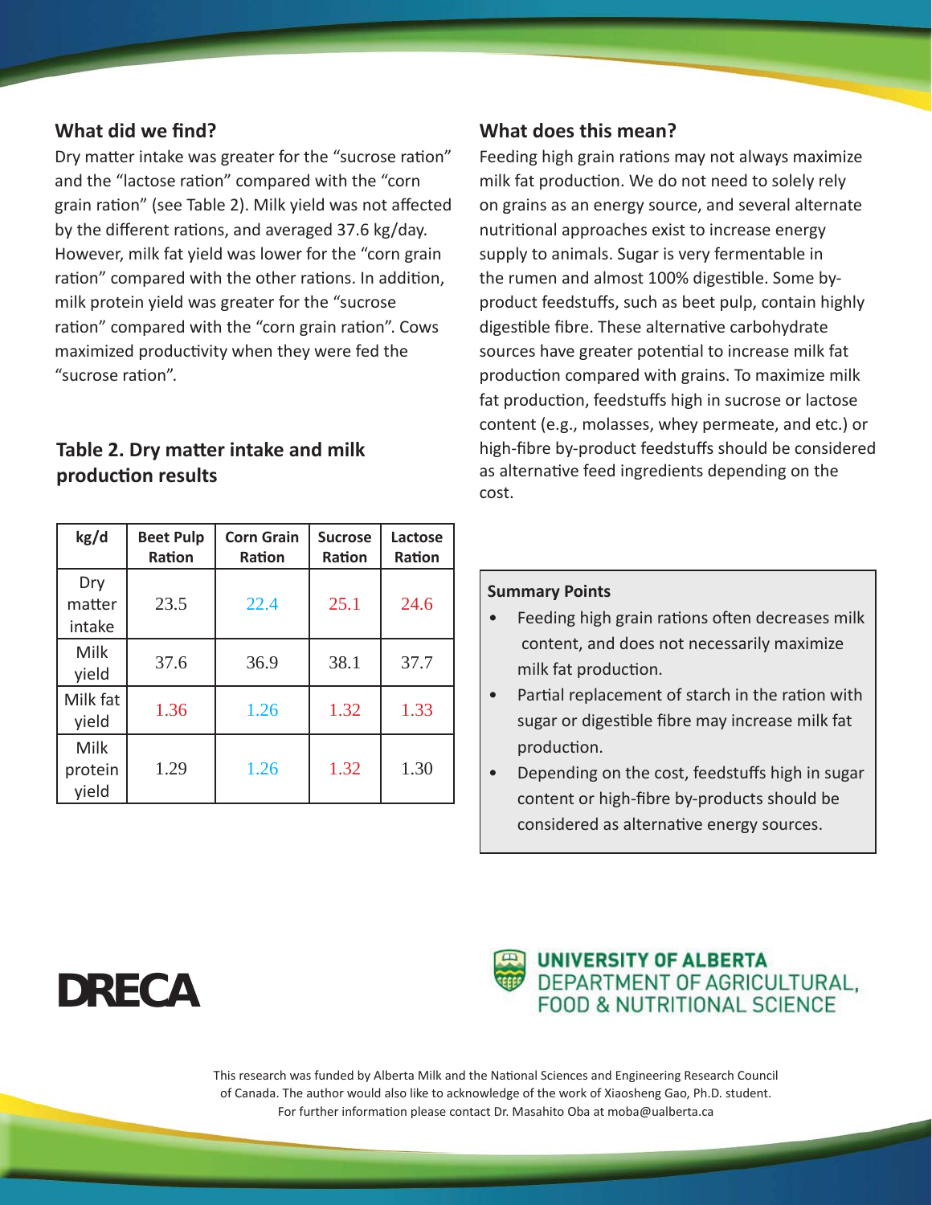## What did we find?

Dry matter intake was greater for the "sucrose ration" and the "lactose ration" compared with the "corn grain ration" (see Table 2). Milk yield was not affected by the different rations, and averaged 37.6 kg/day. However, milk fat yield was lower for the "corn grain ration" compared with the other rations. In addition, milk protein yield was greater for the "sucrose ration" compared with the "corn grain ration". Cows maximized productivity when they were fed the "sucrose ration".

### Table 2. Dry matter intake and milk production results

| kg/d | Beet Pulp Ration | Corn Grain Ration | Sucrose Ration | Lactose Ration |
|---|---|---|---|---|
| Dry matter intake | 23.5 | 22.4 | 25.1 | 24.6 |
| Milk yield | 37.6 | 36.9 | 38.1 | 37.7 |
| Milk fat yield | 1.36 | 1.26 | 1.32 | 1.33 |
| Milk protein yield | 1.29 | 1.26 | 1.32 | 1.30 |

## What does this mean?

Feeding high grain rations may not always maximize milk fat production. We do not need to solely rely on grains as an energy source, and several alternate nutritional approaches exist to increase energy supply to animals. Sugar is very fermentable in the rumen and almost 100% digestible. Some by-product feedstuffs, such as beet pulp, contain highly digestible fibre. These alternative carbohydrate sources have greater potential to increase milk fat production compared with grains. To maximize milk fat production, feedstuffs high in sucrose or lactose content (e.g., molasses, whey permeate, and etc.) or high-fibre by-product feedstuffs should be considered as alternative feed ingredients depending on the cost.

**Summary Points**

- Feeding high grain rations often decreases milk content, and does not necessarily maximize milk fat production.
- Partial replacement of starch in the ration with sugar or digestible fibre may increase milk fat production.
- Depending on the cost, feedstuffs high in sugar content or high-fibre by-products should be considered as alternative energy sources.

DRECA

UNIVERSITY OF ALBERTA
DEPARTMENT OF AGRICULTURAL, FOOD & NUTRITIONAL SCIENCE

This research was funded by Alberta Milk and the National Sciences and Engineering Research Council of Canada. The author would also like to acknowledge of the work of Xiaosheng Gao, Ph.D. student. For further information please contact Dr. Masahito Oba at moba@ualberta.ca